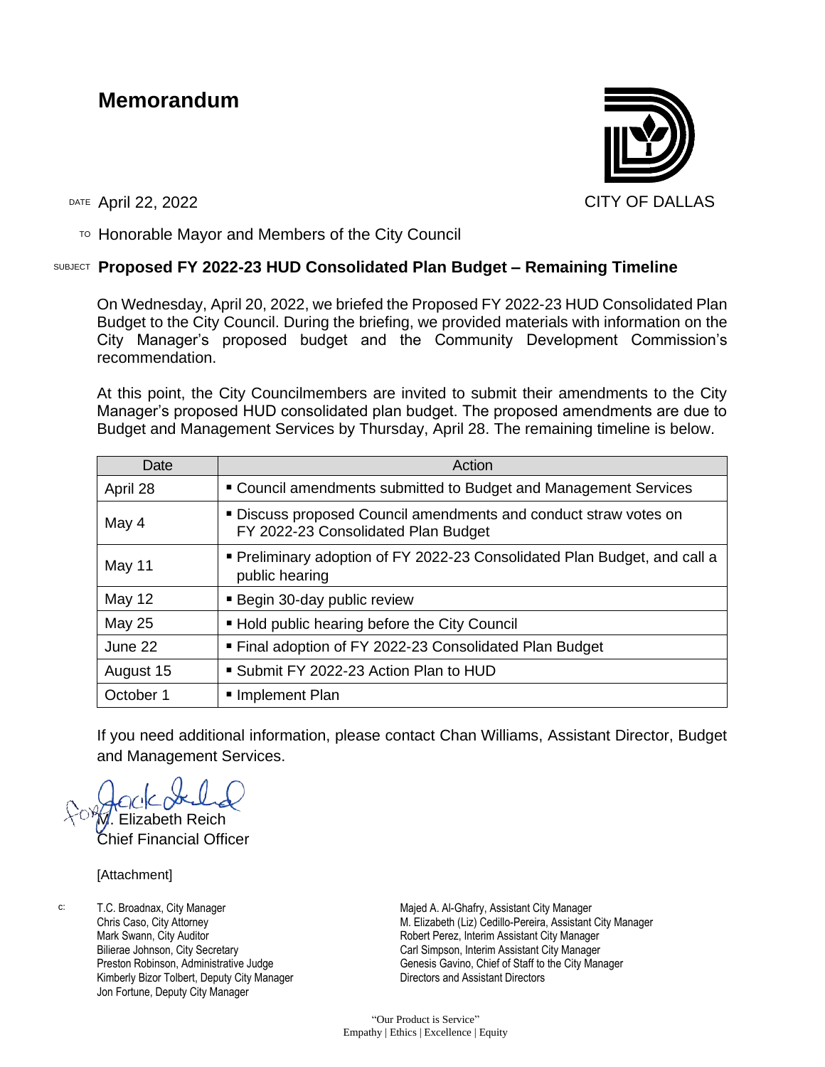# Memorandum

CITY OF DALLAS

DATE April 22, 2022

TO Honorable Mayor and Members of the City Council

SUBJECT **Proposed FY 2022-23 HUD Consolidated Plan Budget – Remaining Timeline**

On Wednesday, April 20, 2022, we briefed the Proposed FY 2022-23 HUD Consolidated Plan Budget to the City Council. During the briefing, we provided materials with information on the City Manager's proposed budget and the Community Development Commission's recommendation.

At this point, the City Councilmembers are invited to submit their amendments to the City Manager's proposed HUD consolidated plan budget. The proposed amendments are due to Budget and Management Services by Thursday, April 28. The remaining timeline is below.

| Date | Action |
|---|---|
| April 28 | ▪ Council amendments submitted to Budget and Management Services |
| May 4 | ▪ Discuss proposed Council amendments and conduct straw votes on FY 2022-23 Consolidated Plan Budget |
| May 11 | ▪ Preliminary adoption of FY 2022-23 Consolidated Plan Budget, and call a public hearing |
| May 12 | ▪ Begin 30-day public review |
| May 25 | ▪ Hold public hearing before the City Council |
| June 22 | ▪ Final adoption of FY 2022-23 Consolidated Plan Budget |
| August 15 | ▪ Submit FY 2022-23 Action Plan to HUD |
| October 1 | ▪ Implement Plan |

If you need additional information, please contact Chan Williams, Assistant Director, Budget and Management Services.

for M. Elizabeth Reich
Chief Financial Officer

[Attachment]

c:
T.C. Broadnax, City Manager
Chris Caso, City Attorney
Mark Swann, City Auditor
Bilierae Johnson, City Secretary
Preston Robinson, Administrative Judge
Kimberly Bizor Tolbert, Deputy City Manager
Jon Fortune, Deputy City Manager
Majed A. Al-Ghafry, Assistant City Manager
M. Elizabeth (Liz) Cedillo-Pereira, Assistant City Manager
Robert Perez, Interim Assistant City Manager
Carl Simpson, Interim Assistant City Manager
Genesis Gavino, Chief of Staff to the City Manager
Directors and Assistant Directors

"Our Product is Service"
Empathy | Ethics | Excellence | Equity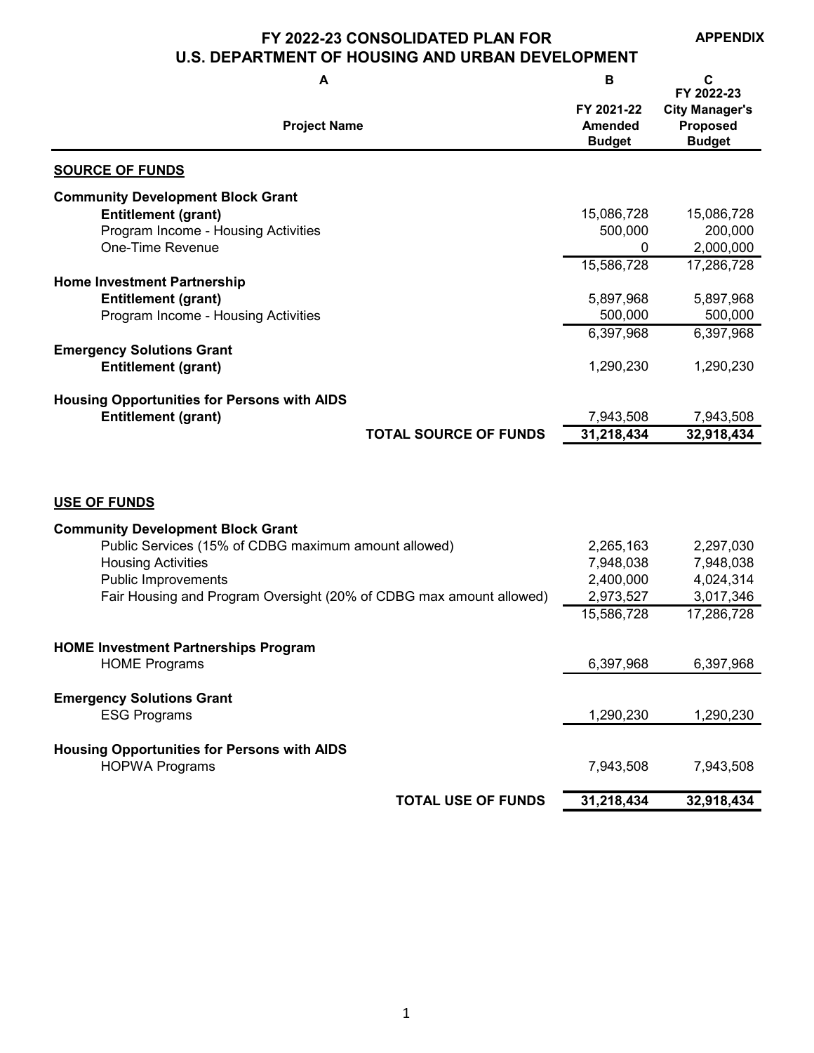# FY 2022-23 CONSOLIDATED PLAN FOR U.S. DEPARTMENT OF HOUSING AND URBAN DEVELOPMENT

**APPENDIX**

| A<br>Project Name | B<br>FY 2021-22 Amended Budget | C<br>FY 2022-23 City Manager's Proposed Budget |
|---|---|---|
| **SOURCE OF FUNDS** | | |
| **Community Development Block Grant** | | |
| **Entitlement (grant)** | 15,086,728 | 15,086,728 |
| Program Income - Housing Activities | 500,000 | 200,000 |
| One-Time Revenue | 0 | 2,000,000 |
| | 15,586,728 | 17,286,728 |
| **Home Investment Partnership** | | |
| **Entitlement (grant)** | 5,897,968 | 5,897,968 |
| Program Income - Housing Activities | 500,000 | 500,000 |
| | 6,397,968 | 6,397,968 |
| **Emergency Solutions Grant** | | |
| **Entitlement (grant)** | 1,290,230 | 1,290,230 |
| **Housing Opportunities for Persons with AIDS** | | |
| **Entitlement (grant)** | 7,943,508 | 7,943,508 |
| **TOTAL SOURCE OF FUNDS** | **31,218,434** | **32,918,434** |
| **USE OF FUNDS** | | |
| **Community Development Block Grant** | | |
| Public Services (15% of CDBG maximum amount allowed) | 2,265,163 | 2,297,030 |
| Housing Activities | 7,948,038 | 7,948,038 |
| Public Improvements | 2,400,000 | 4,024,314 |
| Fair Housing and Program Oversight (20% of CDBG max amount allowed) | 2,973,527 | 3,017,346 |
| | 15,586,728 | 17,286,728 |
| **HOME Investment Partnerships Program** | | |
| HOME Programs | 6,397,968 | 6,397,968 |
| **Emergency Solutions Grant** | | |
| ESG Programs | 1,290,230 | 1,290,230 |
| **Housing Opportunities for Persons with AIDS** | | |
| HOPWA Programs | 7,943,508 | 7,943,508 |
| **TOTAL USE OF FUNDS** | **31,218,434** | **32,918,434** |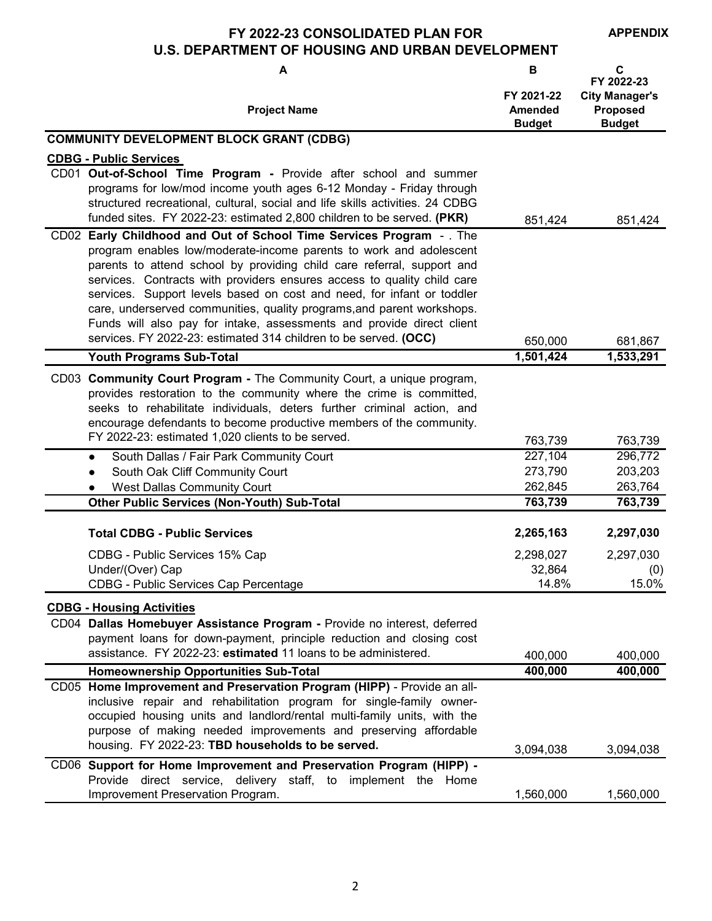# FY 2022-23 CONSOLIDATED PLAN FOR U.S. DEPARTMENT OF HOUSING AND URBAN DEVELOPMENT

APPENDIX

| A<br>Project Name | B<br>FY 2021-22 Amended Budget | C<br>FY 2022-23 City Manager's Proposed Budget |
|---|---|---|
| **COMMUNITY DEVELOPMENT BLOCK GRANT (CDBG)** | | |
| **CDBG - Public Services** | | |
| CD01 **Out-of-School Time Program -** Provide after school and summer programs for low/mod income youth ages 6-12 Monday - Friday through structured recreational, cultural, social and life skills activities. 24 CDBG funded sites. FY 2022-23: estimated 2,800 children to be served. **(PKR)** | 851,424 | 851,424 |
| CD02 **Early Childhood and Out of School Time Services Program** - . The program enables low/moderate-income parents to work and adolescent parents to attend school by providing child care referral, support and services. Contracts with providers ensures access to quality child care services. Support levels based on cost and need, for infant or toddler care, underserved communities, quality programs,and parent workshops. Funds will also pay for intake, assessments and provide direct client services. FY 2022-23: estimated 314 children to be served. **(OCC)** | 650,000 | 681,867 |
| **Youth Programs Sub-Total** | **1,501,424** | **1,533,291** |
| CD03 **Community Court Program -** The Community Court, a unique program, provides restoration to the community where the crime is committed, seeks to rehabilitate individuals, deters further criminal action, and encourage defendants to become productive members of the community. FY 2022-23: estimated 1,020 clients to be served. | 763,739 | 763,739 |
| • South Dallas / Fair Park Community Court | 227,104 | 296,772 |
| • South Oak Cliff Community Court | 273,790 | 203,203 |
| • West Dallas Community Court | 262,845 | 263,764 |
| **Other Public Services (Non-Youth) Sub-Total** | **763,739** | **763,739** |
| **Total CDBG - Public Services** | **2,265,163** | **2,297,030** |
| CDBG - Public Services 15% Cap | 2,298,027 | 2,297,030 |
| Under/(Over) Cap | 32,864 | (0) |
| CDBG - Public Services Cap Percentage | 14.8% | 15.0% |
| **CDBG - Housing Activities** | | |
| CD04 **Dallas Homebuyer Assistance Program -** Provide no interest, deferred payment loans for down-payment, principle reduction and closing cost assistance. FY 2022-23: **estimated** 11 loans to be administered. | 400,000 | 400,000 |
| **Homeownership Opportunities Sub-Total** | **400,000** | **400,000** |
| CD05 **Home Improvement and Preservation Program (HIPP)** - Provide an all-inclusive repair and rehabilitation program for single-family owner-occupied housing units and landlord/rental multi-family units, with the purpose of making needed improvements and preserving affordable housing. FY 2022-23: **TBD households to be served.** | 3,094,038 | 3,094,038 |
| CD06 **Support for Home Improvement and Preservation Program (HIPP) -** Provide direct service, delivery staff, to implement the Home Improvement Preservation Program. | 1,560,000 | 1,560,000 |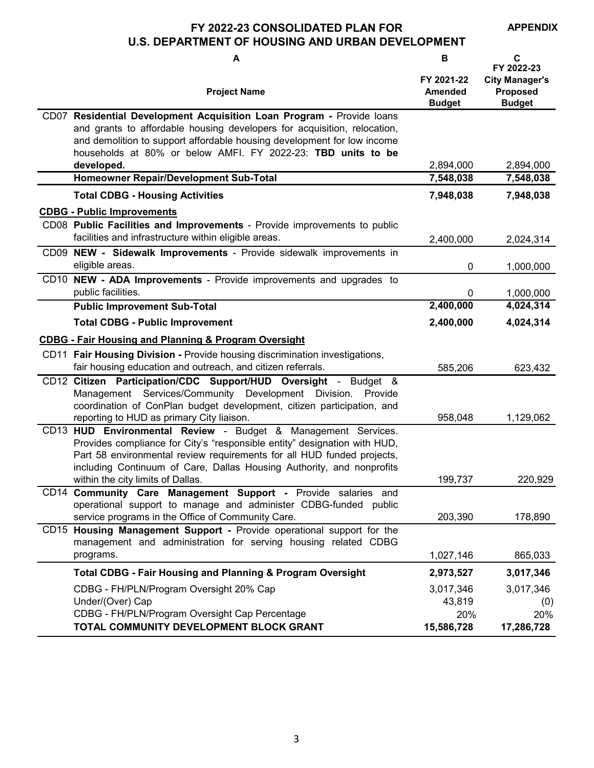# FY 2022-23 CONSOLIDATED PLAN FOR U.S. DEPARTMENT OF HOUSING AND URBAN DEVELOPMENT

**APPENDIX**

| | A<br>Project Name | B<br>FY 2021-22 Amended Budget | C<br>FY 2022-23 City Manager's Proposed Budget |
|---|---|---|---|
| CD07 | **Residential Development Acquisition Loan Program -** Provide loans and grants to affordable housing developers for acquisition, relocation, and demolition to support affordable housing development for low income households at 80% or below AMFI. FY 2022-23: **TBD units to be developed.** | 2,894,000 | 2,894,000 |
| | **Homeowner Repair/Development Sub-Total** | **7,548,038** | **7,548,038** |
| | **Total CDBG - Housing Activities** | **7,948,038** | **7,948,038** |
| | **CDBG - Public Improvements** | | |
| CD08 | **Public Facilities and Improvements** - Provide improvements to public facilities and infrastructure within eligible areas. | 2,400,000 | 2,024,314 |
| CD09 | **NEW - Sidewalk Improvements** - Provide sidewalk improvements in eligible areas. | 0 | 1,000,000 |
| CD10 | **NEW - ADA Improvements** - Provide improvements and upgrades to public facilities. | 0 | 1,000,000 |
| | **Public Improvement Sub-Total** | **2,400,000** | **4,024,314** |
| | **Total CDBG - Public Improvement** | **2,400,000** | **4,024,314** |
| | **CDBG - Fair Housing and Planning & Program Oversight** | | |
| CD11 | **Fair Housing Division -** Provide housing discrimination investigations, fair housing education and outreach, and citizen referrals. | 585,206 | 623,432 |
| CD12 | **Citizen Participation/CDC Support/HUD Oversight** - Budget & Management Services/Community Development Division. Provide coordination of ConPlan budget development, citizen participation, and reporting to HUD as primary City liaison. | 958,048 | 1,129,062 |
| CD13 | **HUD Environmental Review** - Budget & Management Services. Provides compliance for City's "responsible entity" designation with HUD, Part 58 environmental review requirements for all HUD funded projects, including Continuum of Care, Dallas Housing Authority, and nonprofits within the city limits of Dallas. | 199,737 | 220,929 |
| CD14 | **Community Care Management Support -** Provide salaries and operational support to manage and administer CDBG-funded public service programs in the Office of Community Care. | 203,390 | 178,890 |
| CD15 | **Housing Management Support -** Provide operational support for the management and administration for serving housing related CDBG programs. | 1,027,146 | 865,033 |
| | **Total CDBG - Fair Housing and Planning & Program Oversight** | **2,973,527** | **3,017,346** |
| | CDBG - FH/PLN/Program Oversight 20% Cap | 3,017,346 | 3,017,346 |
| | Under/(Over) Cap | 43,819 | (0) |
| | CDBG - FH/PLN/Program Oversight Cap Percentage | 20% | 20% |
| | **TOTAL COMMUNITY DEVELOPMENT BLOCK GRANT** | **15,586,728** | **17,286,728** |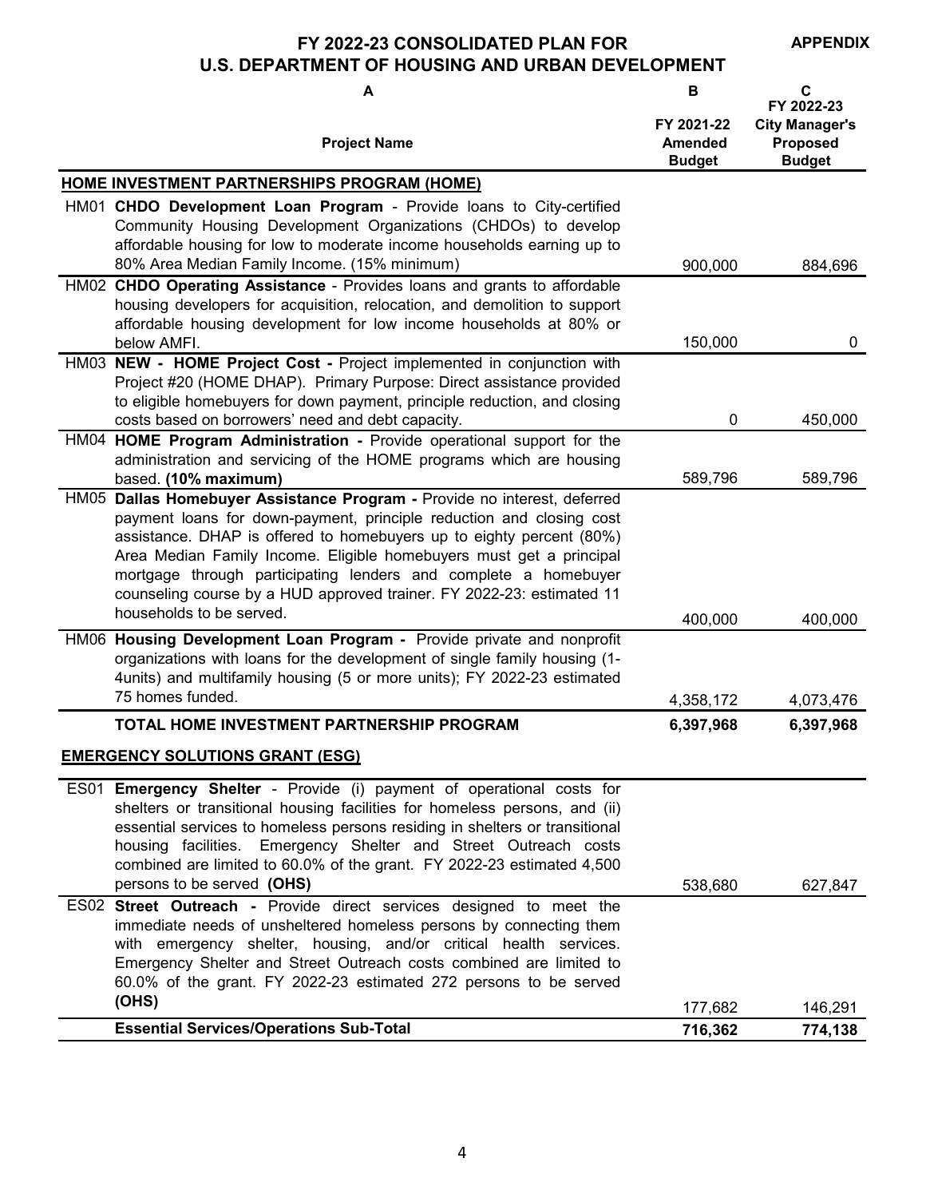# FY 2022-23 CONSOLIDATED PLAN FOR U.S. DEPARTMENT OF HOUSING AND URBAN DEVELOPMENT

**APPENDIX**

| | A<br>Project Name | B<br>FY 2021-22 Amended Budget | C<br>FY 2022-23 City Manager's Proposed Budget |
|---|---|---|---|
| | **HOME INVESTMENT PARTNERSHIPS PROGRAM (HOME)** | | |
| HM01 | **CHDO Development Loan Program** - Provide loans to City-certified Community Housing Development Organizations (CHDOs) to develop affordable housing for low to moderate income households earning up to 80% Area Median Family Income. (15% minimum) | 900,000 | 884,696 |
| HM02 | **CHDO Operating Assistance** - Provides loans and grants to affordable housing developers for acquisition, relocation, and demolition to support affordable housing development for low income households at 80% or below AMFI. | 150,000 | 0 |
| HM03 | **NEW - HOME Project Cost -** Project implemented in conjunction with Project #20 (HOME DHAP). Primary Purpose: Direct assistance provided to eligible homebuyers for down payment, principle reduction, and closing costs based on borrowers' need and debt capacity. | 0 | 450,000 |
| HM04 | **HOME Program Administration -** Provide operational support for the administration and servicing of the HOME programs which are housing based. **(10% maximum)** | 589,796 | 589,796 |
| HM05 | **Dallas Homebuyer Assistance Program -** Provide no interest, deferred payment loans for down-payment, principle reduction and closing cost assistance. DHAP is offered to homebuyers up to eighty percent (80%) Area Median Family Income. Eligible homebuyers must get a principal mortgage through participating lenders and complete a homebuyer counseling course by a HUD approved trainer. FY 2022-23: estimated 11 households to be served. | 400,000 | 400,000 |
| HM06 | **Housing Development Loan Program -** Provide private and nonprofit organizations with loans for the development of single family housing (1-4units) and multifamily housing (5 or more units); FY 2022-23 estimated 75 homes funded. | 4,358,172 | 4,073,476 |
| | **TOTAL HOME INVESTMENT PARTNERSHIP PROGRAM** | **6,397,968** | **6,397,968** |
| | **EMERGENCY SOLUTIONS GRANT (ESG)** | | |
| ES01 | **Emergency Shelter** - Provide (i) payment of operational costs for shelters or transitional housing facilities for homeless persons, and (ii) essential services to homeless persons residing in shelters or transitional housing facilities. Emergency Shelter and Street Outreach costs combined are limited to 60.0% of the grant. FY 2022-23 estimated 4,500 persons to be served **(OHS)** | 538,680 | 627,847 |
| ES02 | **Street Outreach -** Provide direct services designed to meet the immediate needs of unsheltered homeless persons by connecting them with emergency shelter, housing, and/or critical health services. Emergency Shelter and Street Outreach costs combined are limited to 60.0% of the grant. FY 2022-23 estimated 272 persons to be served **(OHS)** | 177,682 | 146,291 |
| | **Essential Services/Operations Sub-Total** | **716,362** | **774,138** |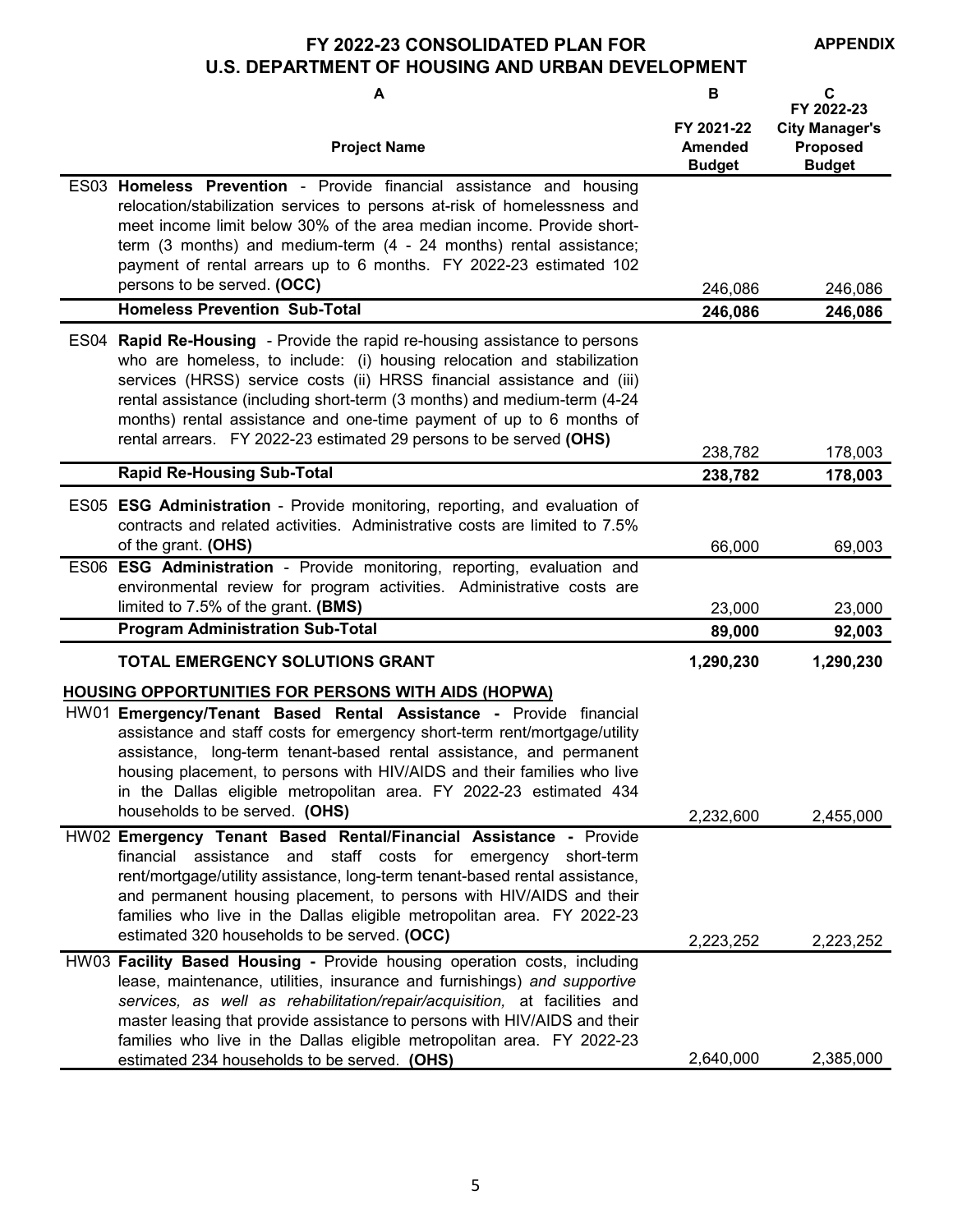# FY 2022-23 CONSOLIDATED PLAN FOR U.S. DEPARTMENT OF HOUSING AND URBAN DEVELOPMENT

**APPENDIX**

| | A<br>Project Name | B<br>FY 2021-22 Amended Budget | C<br>FY 2022-23 City Manager's Proposed Budget |
|---|---|---|---|
| ES03 | **Homeless Prevention** - Provide financial assistance and housing relocation/stabilization services to persons at-risk of homelessness and meet income limit below 30% of the area median income. Provide short-term (3 months) and medium-term (4 - 24 months) rental assistance; payment of rental arrears up to 6 months. FY 2022-23 estimated 102 persons to be served. **(OCC)** | 246,086 | 246,086 |
| | **Homeless Prevention Sub-Total** | **246,086** | **246,086** |
| ES04 | **Rapid Re-Housing** - Provide the rapid re-housing assistance to persons who are homeless, to include: (i) housing relocation and stabilization services (HRSS) service costs (ii) HRSS financial assistance and (iii) rental assistance (including short-term (3 months) and medium-term (4-24 months) rental assistance and one-time payment of up to 6 months of rental arrears. FY 2022-23 estimated 29 persons to be served **(OHS)** | 238,782 | 178,003 |
| | **Rapid Re-Housing Sub-Total** | **238,782** | **178,003** |
| ES05 | **ESG Administration** - Provide monitoring, reporting, and evaluation of contracts and related activities. Administrative costs are limited to 7.5% of the grant. **(OHS)** | 66,000 | 69,003 |
| ES06 | **ESG Administration** - Provide monitoring, reporting, evaluation and environmental review for program activities. Administrative costs are limited to 7.5% of the grant. **(BMS)** | 23,000 | 23,000 |
| | **Program Administration Sub-Total** | **89,000** | **92,003** |
| | **TOTAL EMERGENCY SOLUTIONS GRANT** | **1,290,230** | **1,290,230** |
| | **HOUSING OPPORTUNITIES FOR PERSONS WITH AIDS (HOPWA)** | | |
| HW01 | **Emergency/Tenant Based Rental Assistance -** Provide financial assistance and staff costs for emergency short-term rent/mortgage/utility assistance, long-term tenant-based rental assistance, and permanent housing placement, to persons with HIV/AIDS and their families who live in the Dallas eligible metropolitan area. FY 2022-23 estimated 434 households to be served. **(OHS)** | 2,232,600 | 2,455,000 |
| HW02 | **Emergency Tenant Based Rental/Financial Assistance -** Provide financial assistance and staff costs for emergency short-term rent/mortgage/utility assistance, long-term tenant-based rental assistance, and permanent housing placement, to persons with HIV/AIDS and their families who live in the Dallas eligible metropolitan area. FY 2022-23 estimated 320 households to be served. **(OCC)** | 2,223,252 | 2,223,252 |
| HW03 | **Facility Based Housing -** Provide housing operation costs, including lease, maintenance, utilities, insurance and furnishings) *and supportive services, as well as rehabilitation/repair/acquisition,* at facilities and master leasing that provide assistance to persons with HIV/AIDS and their families who live in the Dallas eligible metropolitan area. FY 2022-23 estimated 234 households to be served. **(OHS)** | 2,640,000 | 2,385,000 |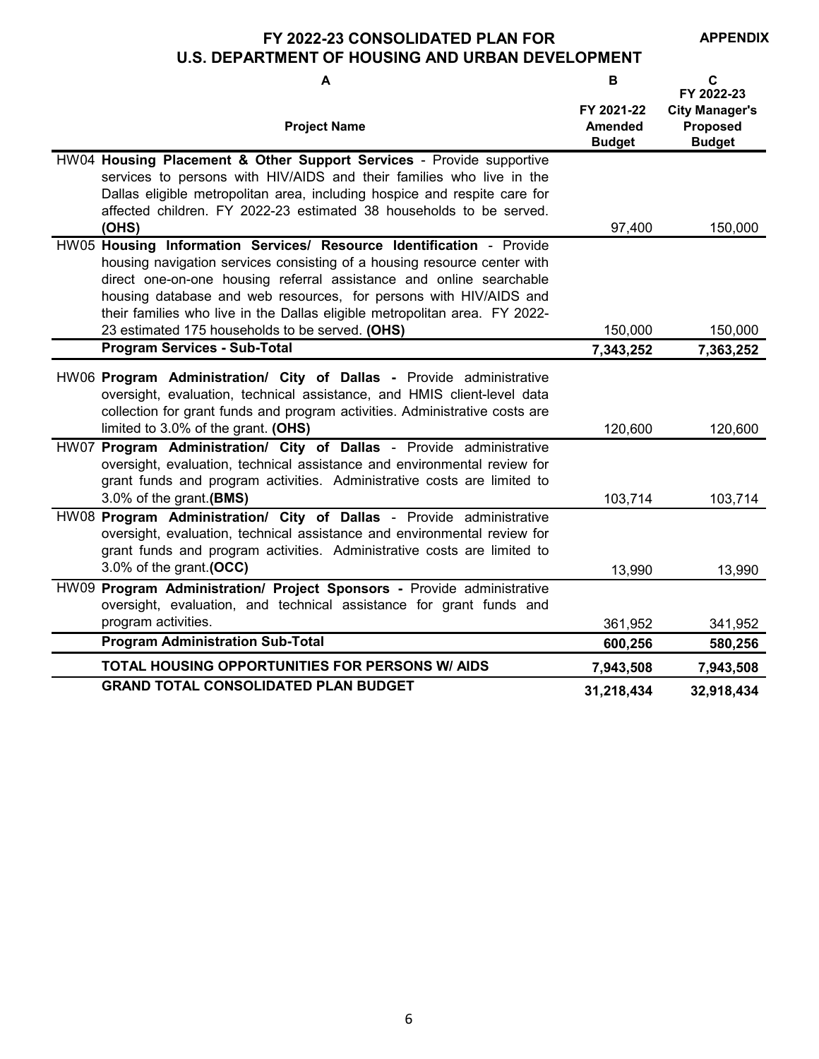# FY 2022-23 CONSOLIDATED PLAN FOR U.S. DEPARTMENT OF HOUSING AND URBAN DEVELOPMENT

**APPENDIX**

| | A<br>Project Name | B<br>FY 2021-22 Amended Budget | C<br>FY 2022-23 City Manager's Proposed Budget |
|---|---|---|---|
| HW04 | **Housing Placement & Other Support Services** - Provide supportive services to persons with HIV/AIDS and their families who live in the Dallas eligible metropolitan area, including hospice and respite care for affected children. FY 2022-23 estimated 38 households to be served. **(OHS)** | 97,400 | 150,000 |
| HW05 | **Housing Information Services/ Resource Identification** - Provide housing navigation services consisting of a housing resource center with direct one-on-one housing referral assistance and online searchable housing database and web resources, for persons with HIV/AIDS and their families who live in the Dallas eligible metropolitan area. FY 2022-23 estimated 175 households to be served. **(OHS)** | 150,000 | 150,000 |
| | **Program Services - Sub-Total** | **7,343,252** | **7,363,252** |
| HW06 | **Program Administration/ City of Dallas** - Provide administrative oversight, evaluation, technical assistance, and HMIS client-level data collection for grant funds and program activities. Administrative costs are limited to 3.0% of the grant. **(OHS)** | 120,600 | 120,600 |
| HW07 | **Program Administration/ City of Dallas** - Provide administrative oversight, evaluation, technical assistance and environmental review for grant funds and program activities. Administrative costs are limited to 3.0% of the grant. **(BMS)** | 103,714 | 103,714 |
| HW08 | **Program Administration/ City of Dallas** - Provide administrative oversight, evaluation, technical assistance and environmental review for grant funds and program activities. Administrative costs are limited to 3.0% of the grant. **(OCC)** | 13,990 | 13,990 |
| HW09 | **Program Administration/ Project Sponsors** - Provide administrative oversight, evaluation, and technical assistance for grant funds and program activities. | 361,952 | 341,952 |
| | **Program Administration Sub-Total** | **600,256** | **580,256** |
| | **TOTAL HOUSING OPPORTUNITIES FOR PERSONS W/ AIDS** | **7,943,508** | **7,943,508** |
| | **GRAND TOTAL CONSOLIDATED PLAN BUDGET** | **31,218,434** | **32,918,434** |